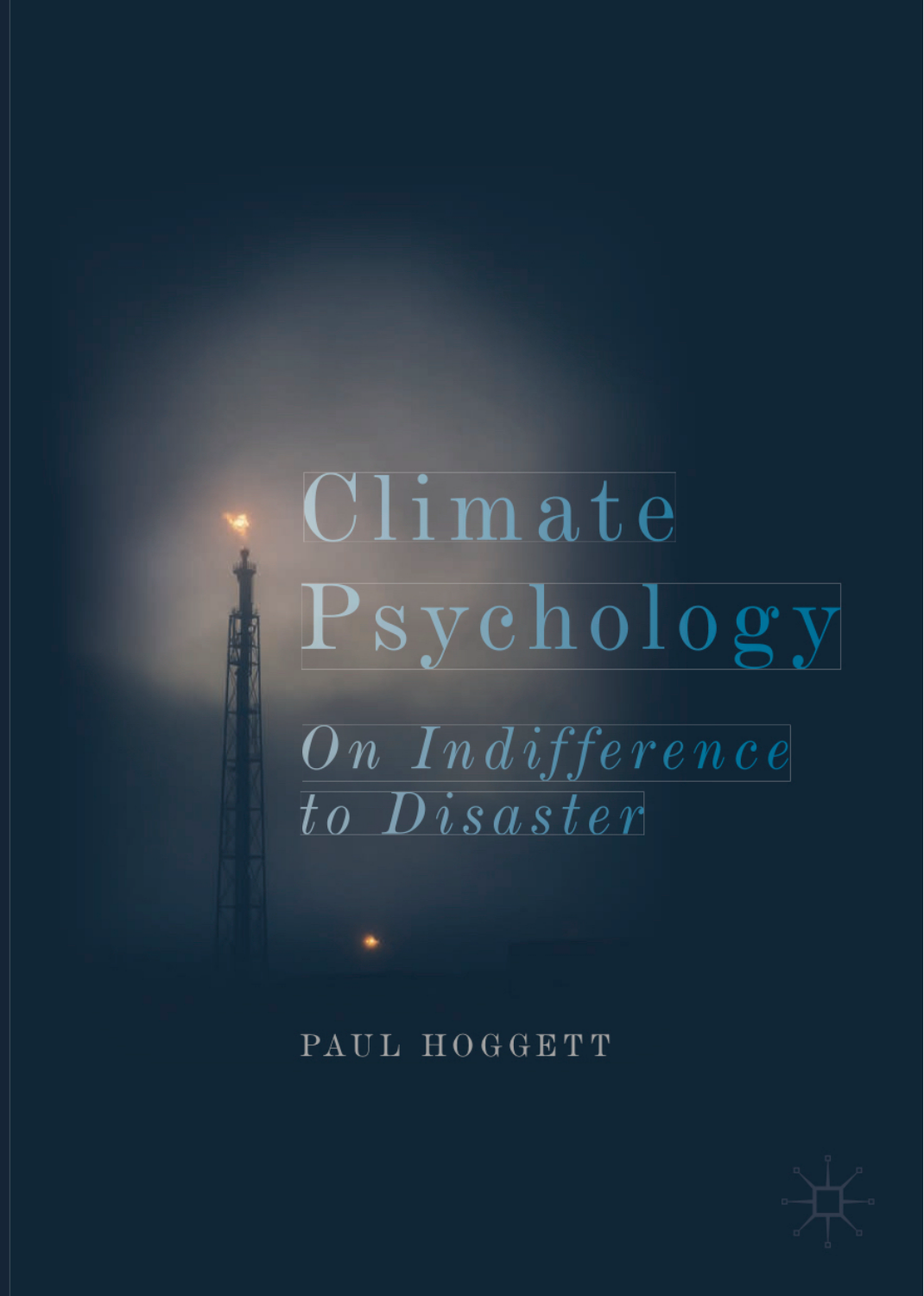# Climate Psychology

## *On Indifference to Disaster*

PAUL HOGGETT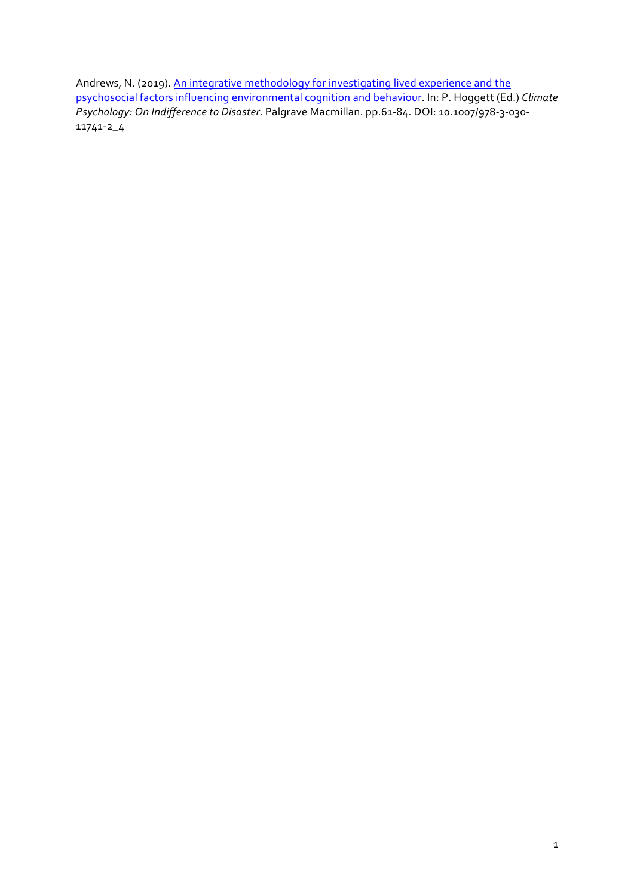Andrews, N. (2019). [An integrative methodology for investigating lived experience and the psychosocial factors influencing environmental cognition and behaviour](). In: P. Hoggett (Ed.) *Climate Psychology: On Indifference to Disaster*. Palgrave Macmillan. pp.61-84. DOI: 10.1007/978-3-030-11741-2_4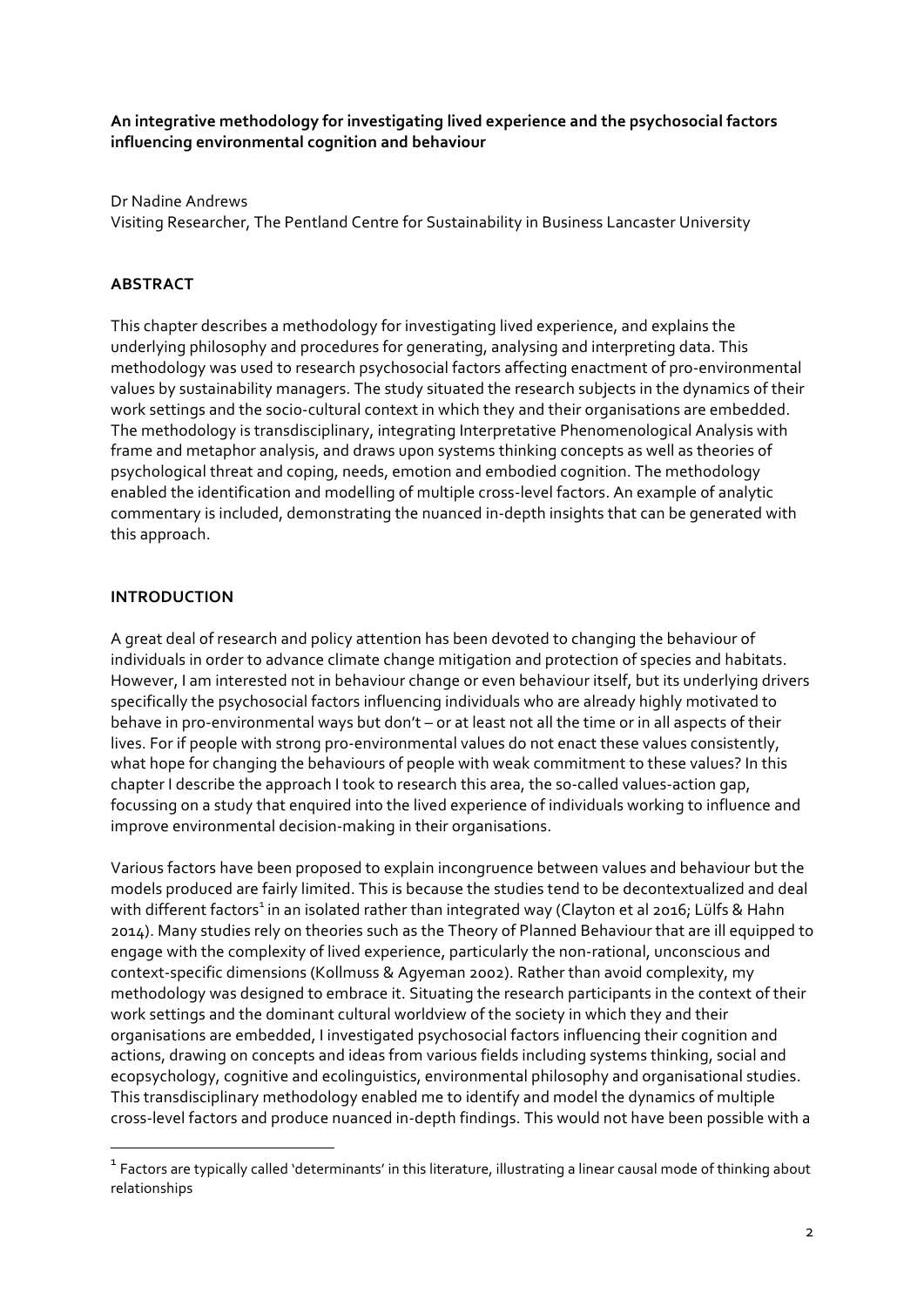**An integrative methodology for investigating lived experience and the psychosocial factors influencing environmental cognition and behaviour**

Dr Nadine Andrews

Visiting Researcher, The Pentland Centre for Sustainability in Business Lancaster University

## ABSTRACT

This chapter describes a methodology for investigating lived experience, and explains the underlying philosophy and procedures for generating, analysing and interpreting data. This methodology was used to research psychosocial factors affecting enactment of pro-environmental values by sustainability managers. The study situated the research subjects in the dynamics of their work settings and the socio-cultural context in which they and their organisations are embedded. The methodology is transdisciplinary, integrating Interpretative Phenomenological Analysis with frame and metaphor analysis, and draws upon systems thinking concepts as well as theories of psychological threat and coping, needs, emotion and embodied cognition. The methodology enabled the identification and modelling of multiple cross-level factors. An example of analytic commentary is included, demonstrating the nuanced in-depth insights that can be generated with this approach.

## INTRODUCTION

A great deal of research and policy attention has been devoted to changing the behaviour of individuals in order to advance climate change mitigation and protection of species and habitats. However, I am interested not in behaviour change or even behaviour itself, but its underlying drivers specifically the psychosocial factors influencing individuals who are already highly motivated to behave in pro-environmental ways but don't – or at least not all the time or in all aspects of their lives. For if people with strong pro-environmental values do not enact these values consistently, what hope for changing the behaviours of people with weak commitment to these values? In this chapter I describe the approach I took to research this area, the so-called values-action gap, focussing on a study that enquired into the lived experience of individuals working to influence and improve environmental decision-making in their organisations.

Various factors have been proposed to explain incongruence between values and behaviour but the models produced are fairly limited. This is because the studies tend to be decontextualized and deal with different factors[1] in an isolated rather than integrated way (Clayton et al 2016; Lülfs & Hahn 2014). Many studies rely on theories such as the Theory of Planned Behaviour that are ill equipped to engage with the complexity of lived experience, particularly the non-rational, unconscious and context-specific dimensions (Kollmuss & Agyeman 2002). Rather than avoid complexity, my methodology was designed to embrace it. Situating the research participants in the context of their work settings and the dominant cultural worldview of the society in which they and their organisations are embedded, I investigated psychosocial factors influencing their cognition and actions, drawing on concepts and ideas from various fields including systems thinking, social and ecopsychology, cognitive and ecolinguistics, environmental philosophy and organisational studies. This transdisciplinary methodology enabled me to identify and model the dynamics of multiple cross-level factors and produce nuanced in-depth findings. This would not have been possible with a

[1] Factors are typically called 'determinants' in this literature, illustrating a linear causal mode of thinking about relationships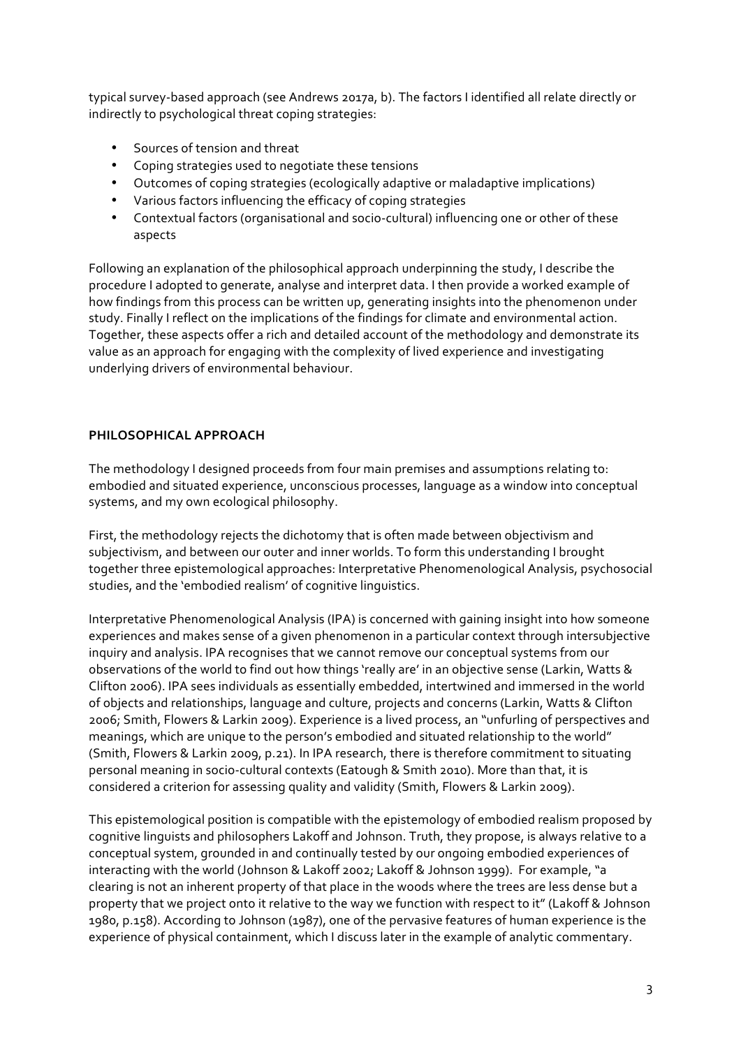typical survey-based approach (see Andrews 2017a, b). The factors I identified all relate directly or indirectly to psychological threat coping strategies:

- Sources of tension and threat
- Coping strategies used to negotiate these tensions
- Outcomes of coping strategies (ecologically adaptive or maladaptive implications)
- Various factors influencing the efficacy of coping strategies
- Contextual factors (organisational and socio-cultural) influencing one or other of these aspects

Following an explanation of the philosophical approach underpinning the study, I describe the procedure I adopted to generate, analyse and interpret data. I then provide a worked example of how findings from this process can be written up, generating insights into the phenomenon under study. Finally I reflect on the implications of the findings for climate and environmental action. Together, these aspects offer a rich and detailed account of the methodology and demonstrate its value as an approach for engaging with the complexity of lived experience and investigating underlying drivers of environmental behaviour.

## PHILOSOPHICAL APPROACH

The methodology I designed proceeds from four main premises and assumptions relating to: embodied and situated experience, unconscious processes, language as a window into conceptual systems, and my own ecological philosophy.

First, the methodology rejects the dichotomy that is often made between objectivism and subjectivism, and between our outer and inner worlds. To form this understanding I brought together three epistemological approaches: Interpretative Phenomenological Analysis, psychosocial studies, and the 'embodied realism' of cognitive linguistics.

Interpretative Phenomenological Analysis (IPA) is concerned with gaining insight into how someone experiences and makes sense of a given phenomenon in a particular context through intersubjective inquiry and analysis. IPA recognises that we cannot remove our conceptual systems from our observations of the world to find out how things 'really are' in an objective sense (Larkin, Watts & Clifton 2006). IPA sees individuals as essentially embedded, intertwined and immersed in the world of objects and relationships, language and culture, projects and concerns (Larkin, Watts & Clifton 2006; Smith, Flowers & Larkin 2009). Experience is a lived process, an "unfurling of perspectives and meanings, which are unique to the person's embodied and situated relationship to the world" (Smith, Flowers & Larkin 2009, p.21). In IPA research, there is therefore commitment to situating personal meaning in socio-cultural contexts (Eatough & Smith 2010). More than that, it is considered a criterion for assessing quality and validity (Smith, Flowers & Larkin 2009).

This epistemological position is compatible with the epistemology of embodied realism proposed by cognitive linguists and philosophers Lakoff and Johnson. Truth, they propose, is always relative to a conceptual system, grounded in and continually tested by our ongoing embodied experiences of interacting with the world (Johnson & Lakoff 2002; Lakoff & Johnson 1999). For example, "a clearing is not an inherent property of that place in the woods where the trees are less dense but a property that we project onto it relative to the way we function with respect to it" (Lakoff & Johnson 1980, p.158). According to Johnson (1987), one of the pervasive features of human experience is the experience of physical containment, which I discuss later in the example of analytic commentary.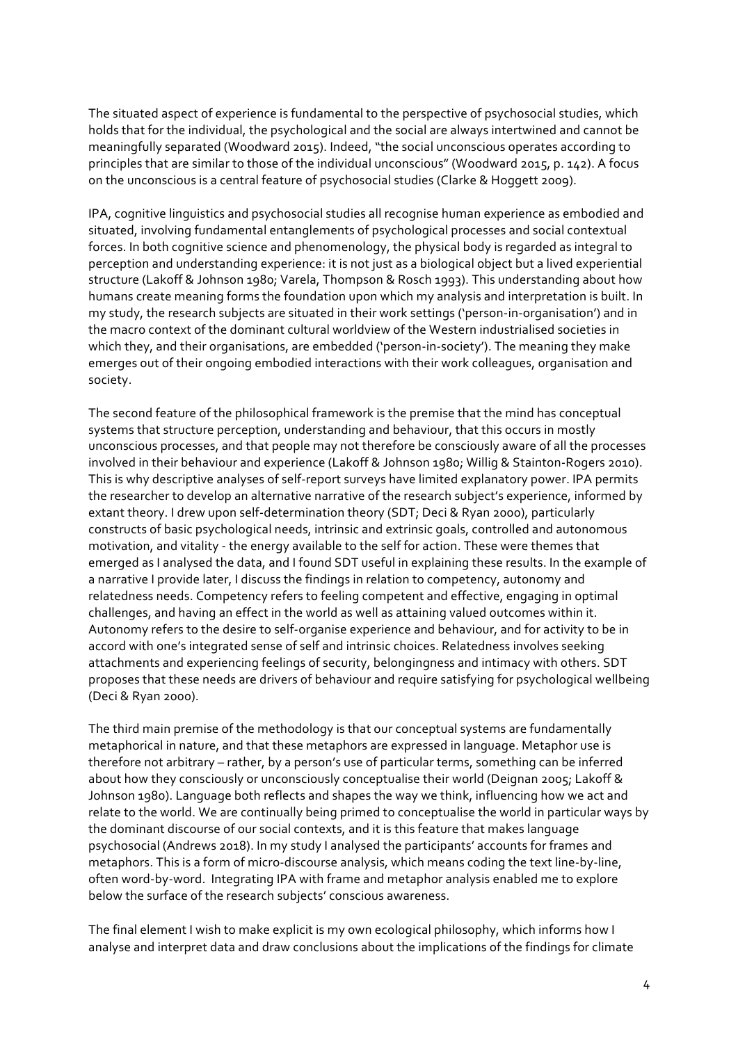The situated aspect of experience is fundamental to the perspective of psychosocial studies, which holds that for the individual, the psychological and the social are always intertwined and cannot be meaningfully separated (Woodward 2015). Indeed, "the social unconscious operates according to principles that are similar to those of the individual unconscious" (Woodward 2015, p. 142). A focus on the unconscious is a central feature of psychosocial studies (Clarke & Hoggett 2009).

IPA, cognitive linguistics and psychosocial studies all recognise human experience as embodied and situated, involving fundamental entanglements of psychological processes and social contextual forces. In both cognitive science and phenomenology, the physical body is regarded as integral to perception and understanding experience: it is not just as a biological object but a lived experiential structure (Lakoff & Johnson 1980; Varela, Thompson & Rosch 1993). This understanding about how humans create meaning forms the foundation upon which my analysis and interpretation is built. In my study, the research subjects are situated in their work settings ('person-in-organisation') and in the macro context of the dominant cultural worldview of the Western industrialised societies in which they, and their organisations, are embedded ('person-in-society'). The meaning they make emerges out of their ongoing embodied interactions with their work colleagues, organisation and society.

The second feature of the philosophical framework is the premise that the mind has conceptual systems that structure perception, understanding and behaviour, that this occurs in mostly unconscious processes, and that people may not therefore be consciously aware of all the processes involved in their behaviour and experience (Lakoff & Johnson 1980; Willig & Stainton-Rogers 2010). This is why descriptive analyses of self-report surveys have limited explanatory power. IPA permits the researcher to develop an alternative narrative of the research subject's experience, informed by extant theory. I drew upon self-determination theory (SDT; Deci & Ryan 2000), particularly constructs of basic psychological needs, intrinsic and extrinsic goals, controlled and autonomous motivation, and vitality - the energy available to the self for action. These were themes that emerged as I analysed the data, and I found SDT useful in explaining these results. In the example of a narrative I provide later, I discuss the findings in relation to competency, autonomy and relatedness needs. Competency refers to feeling competent and effective, engaging in optimal challenges, and having an effect in the world as well as attaining valued outcomes within it. Autonomy refers to the desire to self-organise experience and behaviour, and for activity to be in accord with one's integrated sense of self and intrinsic choices. Relatedness involves seeking attachments and experiencing feelings of security, belongingness and intimacy with others. SDT proposes that these needs are drivers of behaviour and require satisfying for psychological wellbeing (Deci & Ryan 2000).

The third main premise of the methodology is that our conceptual systems are fundamentally metaphorical in nature, and that these metaphors are expressed in language. Metaphor use is therefore not arbitrary – rather, by a person's use of particular terms, something can be inferred about how they consciously or unconsciously conceptualise their world (Deignan 2005; Lakoff & Johnson 1980). Language both reflects and shapes the way we think, influencing how we act and relate to the world. We are continually being primed to conceptualise the world in particular ways by the dominant discourse of our social contexts, and it is this feature that makes language psychosocial (Andrews 2018). In my study I analysed the participants' accounts for frames and metaphors. This is a form of micro-discourse analysis, which means coding the text line-by-line, often word-by-word. Integrating IPA with frame and metaphor analysis enabled me to explore below the surface of the research subjects' conscious awareness.

The final element I wish to make explicit is my own ecological philosophy, which informs how I analyse and interpret data and draw conclusions about the implications of the findings for climate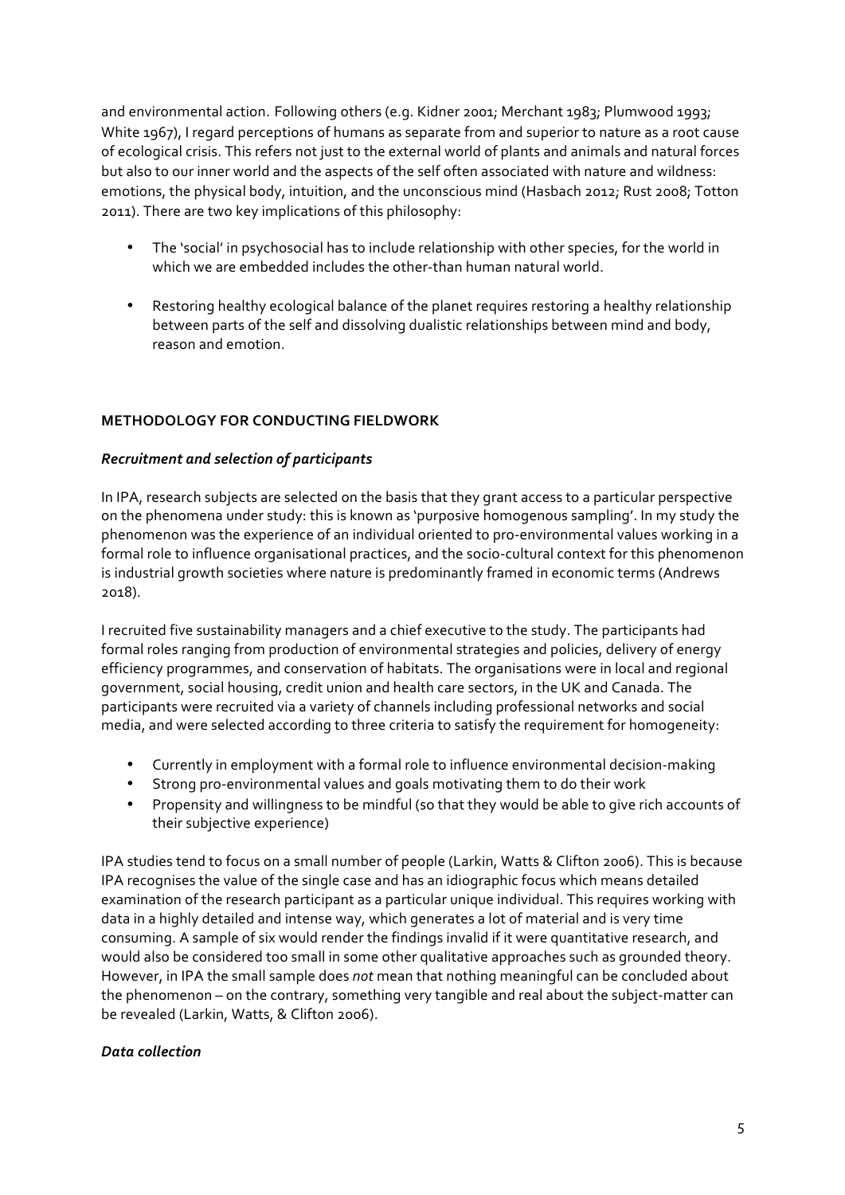and environmental action. Following others (e.g. Kidner 2001; Merchant 1983; Plumwood 1993; White 1967), I regard perceptions of humans as separate from and superior to nature as a root cause of ecological crisis. This refers not just to the external world of plants and animals and natural forces but also to our inner world and the aspects of the self often associated with nature and wildness: emotions, the physical body, intuition, and the unconscious mind (Hasbach 2012; Rust 2008; Totton 2011). There are two key implications of this philosophy:

- The 'social' in psychosocial has to include relationship with other species, for the world in which we are embedded includes the other-than human natural world.
- Restoring healthy ecological balance of the planet requires restoring a healthy relationship between parts of the self and dissolving dualistic relationships between mind and body, reason and emotion.

## METHODOLOGY FOR CONDUCTING FIELDWORK

### *Recruitment and selection of participants*

In IPA, research subjects are selected on the basis that they grant access to a particular perspective on the phenomena under study: this is known as 'purposive homogenous sampling'. In my study the phenomenon was the experience of an individual oriented to pro-environmental values working in a formal role to influence organisational practices, and the socio-cultural context for this phenomenon is industrial growth societies where nature is predominantly framed in economic terms (Andrews 2018).

I recruited five sustainability managers and a chief executive to the study. The participants had formal roles ranging from production of environmental strategies and policies, delivery of energy efficiency programmes, and conservation of habitats. The organisations were in local and regional government, social housing, credit union and health care sectors, in the UK and Canada. The participants were recruited via a variety of channels including professional networks and social media, and were selected according to three criteria to satisfy the requirement for homogeneity:

- Currently in employment with a formal role to influence environmental decision-making
- Strong pro-environmental values and goals motivating them to do their work
- Propensity and willingness to be mindful (so that they would be able to give rich accounts of their subjective experience)

IPA studies tend to focus on a small number of people (Larkin, Watts & Clifton 2006). This is because IPA recognises the value of the single case and has an idiographic focus which means detailed examination of the research participant as a particular unique individual. This requires working with data in a highly detailed and intense way, which generates a lot of material and is very time consuming. A sample of six would render the findings invalid if it were quantitative research, and would also be considered too small in some other qualitative approaches such as grounded theory. However, in IPA the small sample does *not* mean that nothing meaningful can be concluded about the phenomenon – on the contrary, something very tangible and real about the subject-matter can be revealed (Larkin, Watts, & Clifton 2006).

### *Data collection*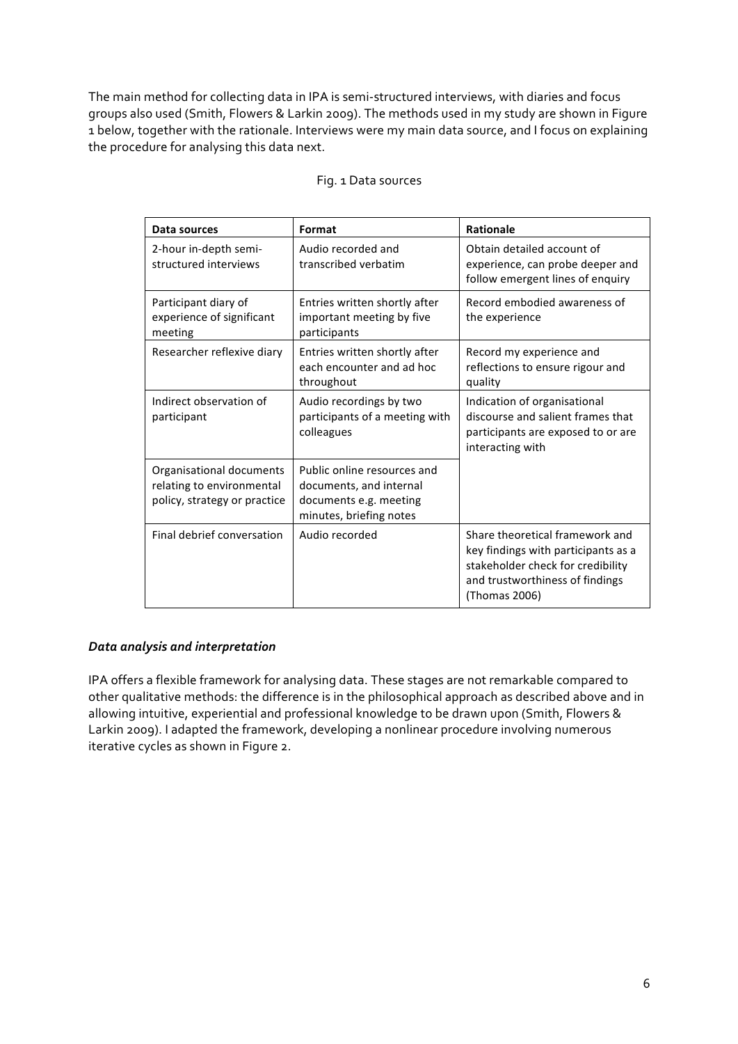The main method for collecting data in IPA is semi-structured interviews, with diaries and focus groups also used (Smith, Flowers & Larkin 2009). The methods used in my study are shown in Figure 1 below, together with the rationale. Interviews were my main data source, and I focus on explaining the procedure for analysing this data next.

Fig. 1 Data sources

| Data sources | Format | Rationale |
|---|---|---|
| 2-hour in-depth semi-structured interviews | Audio recorded and transcribed verbatim | Obtain detailed account of experience, can probe deeper and follow emergent lines of enquiry |
| Participant diary of experience of significant meeting | Entries written shortly after important meeting by five participants | Record embodied awareness of the experience |
| Researcher reflexive diary | Entries written shortly after each encounter and ad hoc throughout | Record my experience and reflections to ensure rigour and quality |
| Indirect observation of participant | Audio recordings by two participants of a meeting with colleagues | Indication of organisational discourse and salient frames that participants are exposed to or are interacting with |
| Organisational documents relating to environmental policy, strategy or practice | Public online resources and documents, and internal documents e.g. meeting minutes, briefing notes | |
| Final debrief conversation | Audio recorded | Share theoretical framework and key findings with participants as a stakeholder check for credibility and trustworthiness of findings (Thomas 2006) |

### *Data analysis and interpretation*

IPA offers a flexible framework for analysing data. These stages are not remarkable compared to other qualitative methods: the difference is in the philosophical approach as described above and in allowing intuitive, experiential and professional knowledge to be drawn upon (Smith, Flowers & Larkin 2009). I adapted the framework, developing a nonlinear procedure involving numerous iterative cycles as shown in Figure 2.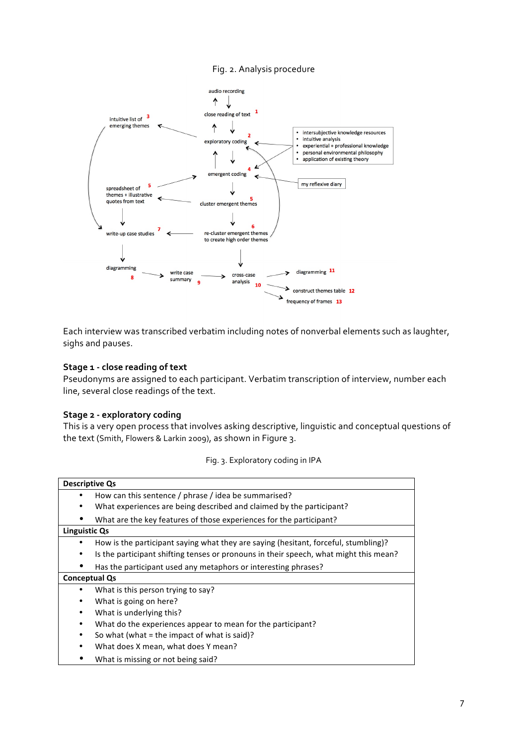Fig. 2. Analysis procedure

Each interview was transcribed verbatim including notes of nonverbal elements such as laughter, sighs and pauses.

### Stage 1 - close reading of text

Pseudonyms are assigned to each participant. Verbatim transcription of interview, number each line, several close readings of the text.

### Stage 2 - exploratory coding

This is a very open process that involves asking descriptive, linguistic and conceptual questions of the text (Smith, Flowers & Larkin 2009), as shown in Figure 3.

Fig. 3. Exploratory coding in IPA

| **Descriptive Qs** |
| --- |
| • How can this sentence / phrase / idea be summarised?<br>• What experiences are being described and claimed by the participant?<br>• What are the key features of those experiences for the participant? |
| **Linguistic Qs** |
| • How is the participant saying what they are saying (hesitant, forceful, stumbling)?<br>• Is the participant shifting tenses or pronouns in their speech, what might this mean?<br>• Has the participant used any metaphors or interesting phrases? |
| **Conceptual Qs** |
| • What is this person trying to say?<br>• What is going on here?<br>• What is underlying this?<br>• What do the experiences appear to mean for the participant?<br>• So what (what = the impact of what is said)?<br>• What does X mean, what does Y mean?<br>• What is missing or not being said? |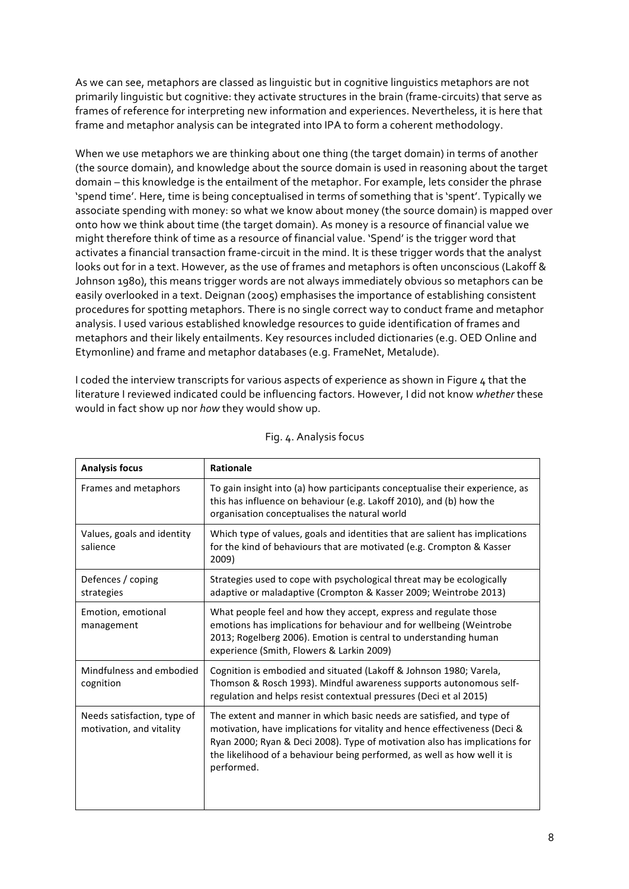As we can see, metaphors are classed as linguistic but in cognitive linguistics metaphors are not primarily linguistic but cognitive: they activate structures in the brain (frame-circuits) that serve as frames of reference for interpreting new information and experiences. Nevertheless, it is here that frame and metaphor analysis can be integrated into IPA to form a coherent methodology.

When we use metaphors we are thinking about one thing (the target domain) in terms of another (the source domain), and knowledge about the source domain is used in reasoning about the target domain – this knowledge is the entailment of the metaphor. For example, lets consider the phrase 'spend time'. Here, time is being conceptualised in terms of something that is 'spent'. Typically we associate spending with money: so what we know about money (the source domain) is mapped over onto how we think about time (the target domain). As money is a resource of financial value we might therefore think of time as a resource of financial value. 'Spend' is the trigger word that activates a financial transaction frame-circuit in the mind. It is these trigger words that the analyst looks out for in a text. However, as the use of frames and metaphors is often unconscious (Lakoff & Johnson 1980), this means trigger words are not always immediately obvious so metaphors can be easily overlooked in a text. Deignan (2005) emphasises the importance of establishing consistent procedures for spotting metaphors. There is no single correct way to conduct frame and metaphor analysis. I used various established knowledge resources to guide identification of frames and metaphors and their likely entailments. Key resources included dictionaries (e.g. OED Online and Etymonline) and frame and metaphor databases (e.g. FrameNet, Metalude).

I coded the interview transcripts for various aspects of experience as shown in Figure 4 that the literature I reviewed indicated could be influencing factors. However, I did not know *whether* these would in fact show up nor *how* they would show up.

Fig. 4. Analysis focus

| **Analysis focus** | **Rationale** |
|---|---|
| Frames and metaphors | To gain insight into (a) how participants conceptualise their experience, as this has influence on behaviour (e.g. Lakoff 2010), and (b) how the organisation conceptualises the natural world |
| Values, goals and identity salience | Which type of values, goals and identities that are salient has implications for the kind of behaviours that are motivated (e.g. Crompton & Kasser 2009) |
| Defences / coping strategies | Strategies used to cope with psychological threat may be ecologically adaptive or maladaptive (Crompton & Kasser 2009; Weintrobe 2013) |
| Emotion, emotional management | What people feel and how they accept, express and regulate those emotions has implications for behaviour and for wellbeing (Weintrobe 2013; Rogelberg 2006). Emotion is central to understanding human experience (Smith, Flowers & Larkin 2009) |
| Mindfulness and embodied cognition | Cognition is embodied and situated (Lakoff & Johnson 1980; Varela, Thomson & Rosch 1993). Mindful awareness supports autonomous self-regulation and helps resist contextual pressures (Deci et al 2015) |
| Needs satisfaction, type of motivation, and vitality | The extent and manner in which basic needs are satisfied, and type of motivation, have implications for vitality and hence effectiveness (Deci & Ryan 2000; Ryan & Deci 2008). Type of motivation also has implications for the likelihood of a behaviour being performed, as well as how well it is performed. |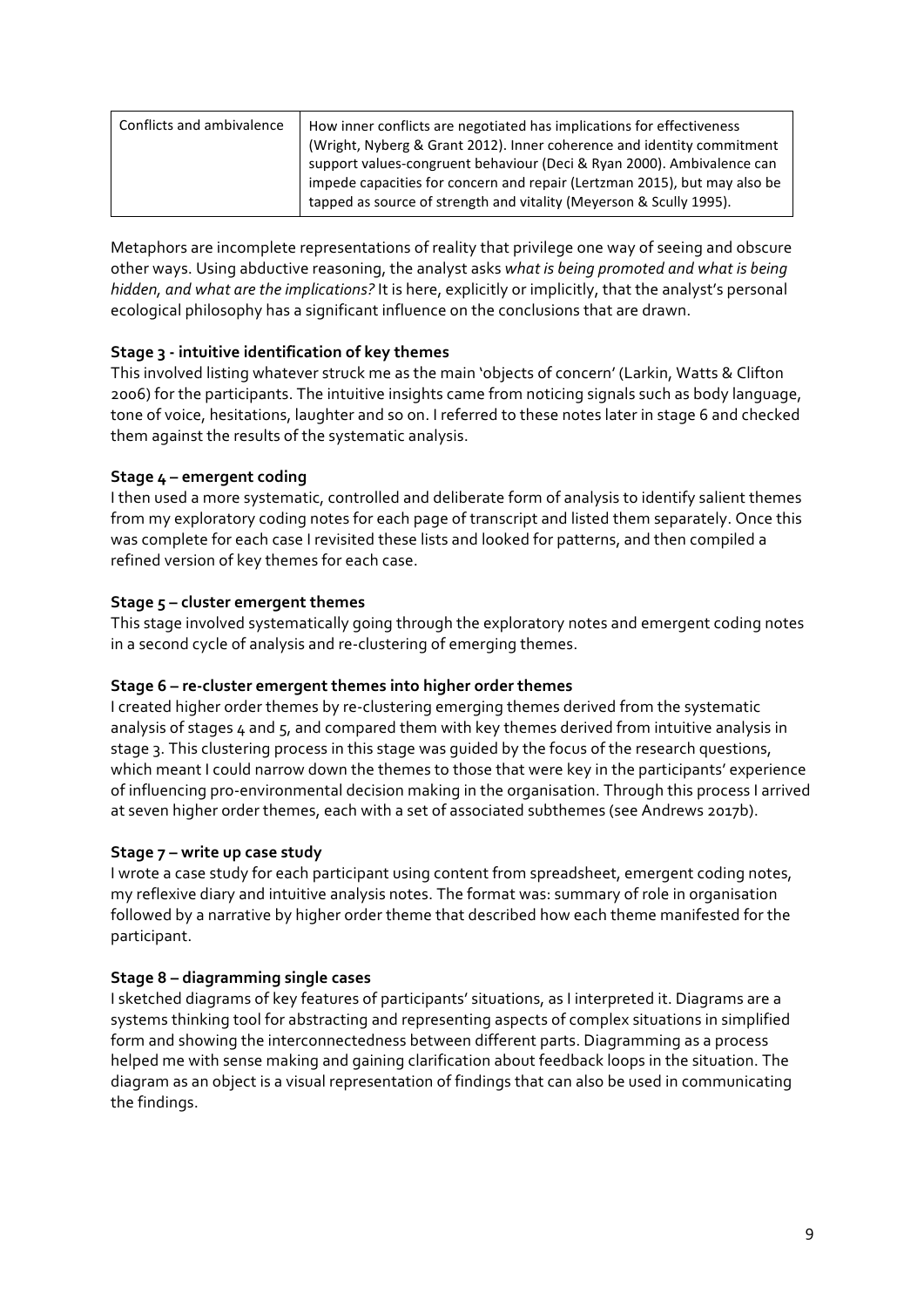| Conflicts and ambivalence | How inner conflicts are negotiated has implications for effectiveness (Wright, Nyberg & Grant 2012). Inner coherence and identity commitment support values-congruent behaviour (Deci & Ryan 2000). Ambivalence can impede capacities for concern and repair (Lertzman 2015), but may also be tapped as source of strength and vitality (Meyerson & Scully 1995). |
|---|---|

Metaphors are incomplete representations of reality that privilege one way of seeing and obscure other ways. Using abductive reasoning, the analyst asks *what is being promoted and what is being hidden, and what are the implications?* It is here, explicitly or implicitly, that the analyst's personal ecological philosophy has a significant influence on the conclusions that are drawn.

**Stage 3 - intuitive identification of key themes**

This involved listing whatever struck me as the main 'objects of concern' (Larkin, Watts & Clifton 2006) for the participants. The intuitive insights came from noticing signals such as body language, tone of voice, hesitations, laughter and so on. I referred to these notes later in stage 6 and checked them against the results of the systematic analysis.

**Stage 4 – emergent coding**

I then used a more systematic, controlled and deliberate form of analysis to identify salient themes from my exploratory coding notes for each page of transcript and listed them separately. Once this was complete for each case I revisited these lists and looked for patterns, and then compiled a refined version of key themes for each case.

**Stage 5 – cluster emergent themes**

This stage involved systematically going through the exploratory notes and emergent coding notes in a second cycle of analysis and re-clustering of emerging themes.

**Stage 6 – re-cluster emergent themes into higher order themes**

I created higher order themes by re-clustering emerging themes derived from the systematic analysis of stages 4 and 5, and compared them with key themes derived from intuitive analysis in stage 3. This clustering process in this stage was guided by the focus of the research questions, which meant I could narrow down the themes to those that were key in the participants' experience of influencing pro-environmental decision making in the organisation. Through this process I arrived at seven higher order themes, each with a set of associated subthemes (see Andrews 2017b).

**Stage 7 – write up case study**

I wrote a case study for each participant using content from spreadsheet, emergent coding notes, my reflexive diary and intuitive analysis notes. The format was: summary of role in organisation followed by a narrative by higher order theme that described how each theme manifested for the participant.

**Stage 8 – diagramming single cases**

I sketched diagrams of key features of participants' situations, as I interpreted it. Diagrams are a systems thinking tool for abstracting and representing aspects of complex situations in simplified form and showing the interconnectedness between different parts. Diagramming as a process helped me with sense making and gaining clarification about feedback loops in the situation. The diagram as an object is a visual representation of findings that can also be used in communicating the findings.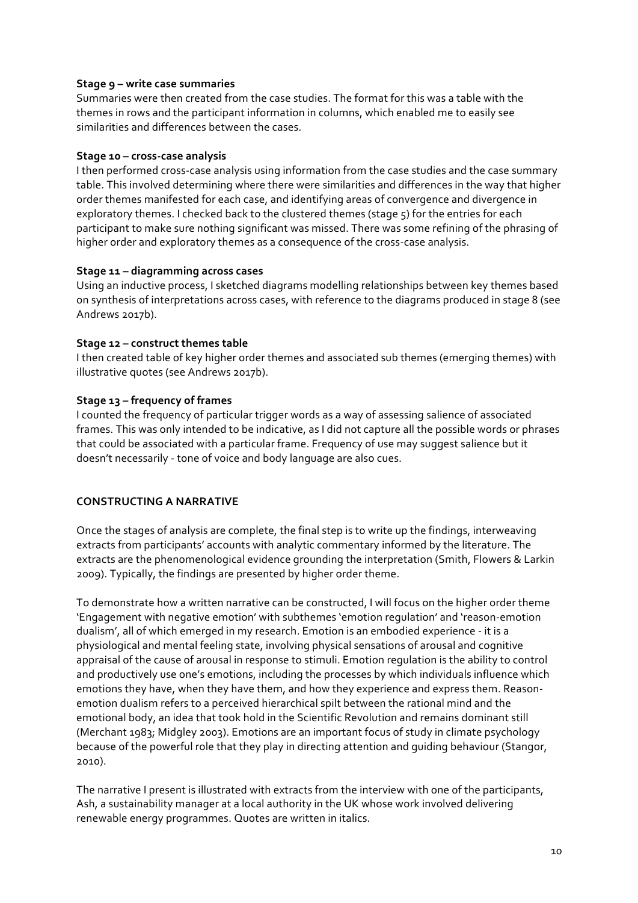**Stage 9 – write case summaries**

Summaries were then created from the case studies. The format for this was a table with the themes in rows and the participant information in columns, which enabled me to easily see similarities and differences between the cases.

**Stage 10 – cross-case analysis**

I then performed cross-case analysis using information from the case studies and the case summary table. This involved determining where there were similarities and differences in the way that higher order themes manifested for each case, and identifying areas of convergence and divergence in exploratory themes. I checked back to the clustered themes (stage 5) for the entries for each participant to make sure nothing significant was missed. There was some refining of the phrasing of higher order and exploratory themes as a consequence of the cross-case analysis.

**Stage 11 – diagramming across cases**

Using an inductive process, I sketched diagrams modelling relationships between key themes based on synthesis of interpretations across cases, with reference to the diagrams produced in stage 8 (see Andrews 2017b).

**Stage 12 – construct themes table**

I then created table of key higher order themes and associated sub themes (emerging themes) with illustrative quotes (see Andrews 2017b).

**Stage 13 – frequency of frames**

I counted the frequency of particular trigger words as a way of assessing salience of associated frames. This was only intended to be indicative, as I did not capture all the possible words or phrases that could be associated with a particular frame. Frequency of use may suggest salience but it doesn't necessarily - tone of voice and body language are also cues.

## CONSTRUCTING A NARRATIVE

Once the stages of analysis are complete, the final step is to write up the findings, interweaving extracts from participants' accounts with analytic commentary informed by the literature. The extracts are the phenomenological evidence grounding the interpretation (Smith, Flowers & Larkin 2009). Typically, the findings are presented by higher order theme.

To demonstrate how a written narrative can be constructed, I will focus on the higher order theme 'Engagement with negative emotion' with subthemes 'emotion regulation' and 'reason-emotion dualism', all of which emerged in my research. Emotion is an embodied experience - it is a physiological and mental feeling state, involving physical sensations of arousal and cognitive appraisal of the cause of arousal in response to stimuli. Emotion regulation is the ability to control and productively use one's emotions, including the processes by which individuals influence which emotions they have, when they have them, and how they experience and express them. Reason-emotion dualism refers to a perceived hierarchical spilt between the rational mind and the emotional body, an idea that took hold in the Scientific Revolution and remains dominant still (Merchant 1983; Midgley 2003). Emotions are an important focus of study in climate psychology because of the powerful role that they play in directing attention and guiding behaviour (Stangor, 2010).

The narrative I present is illustrated with extracts from the interview with one of the participants, Ash, a sustainability manager at a local authority in the UK whose work involved delivering renewable energy programmes. Quotes are written in italics.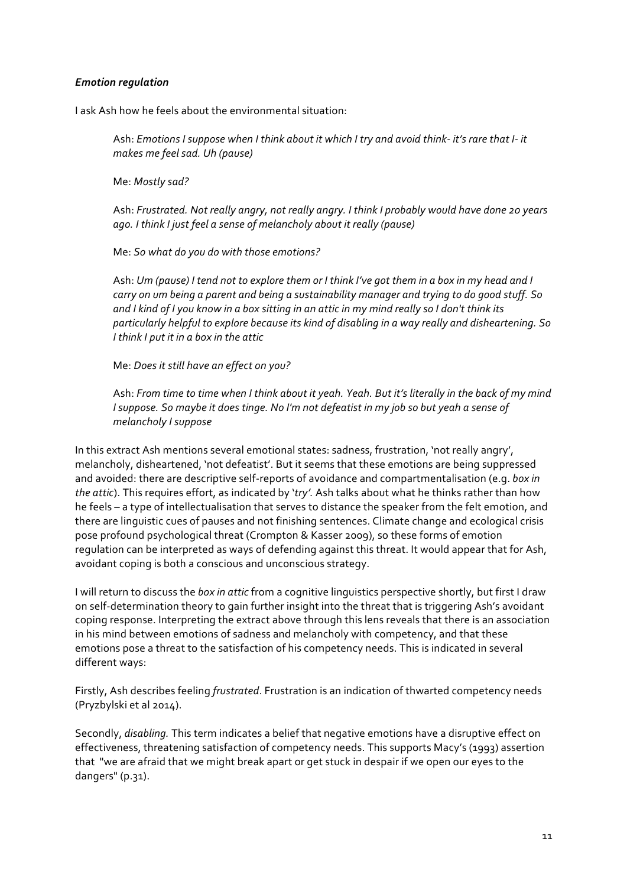### *Emotion regulation*

I ask Ash how he feels about the environmental situation:

> Ash: *Emotions I suppose when I think about it which I try and avoid think- it's rare that I- it makes me feel sad. Uh (pause)*
>
> Me: *Mostly sad?*
>
> Ash: *Frustrated. Not really angry, not really angry. I think I probably would have done 20 years ago. I think I just feel a sense of melancholy about it really (pause)*
>
> Me: *So what do you do with those emotions?*
>
> Ash: *Um (pause) I tend not to explore them or I think I've got them in a box in my head and I carry on um being a parent and being a sustainability manager and trying to do good stuff. So and I kind of I you know in a box sitting in an attic in my mind really so I don't think its particularly helpful to explore because its kind of disabling in a way really and disheartening. So I think I put it in a box in the attic*
>
> Me: *Does it still have an effect on you?*
>
> Ash: *From time to time when I think about it yeah. Yeah. But it's literally in the back of my mind I suppose. So maybe it does tinge. No I'm not defeatist in my job so but yeah a sense of melancholy I suppose*

In this extract Ash mentions several emotional states: sadness, frustration, 'not really angry', melancholy, disheartened, 'not defeatist'. But it seems that these emotions are being suppressed and avoided: there are descriptive self-reports of avoidance and compartmentalisation (e.g. *box in the attic*). This requires effort, as indicated by '*try'*. Ash talks about what he thinks rather than how he feels – a type of intellectualisation that serves to distance the speaker from the felt emotion, and there are linguistic cues of pauses and not finishing sentences. Climate change and ecological crisis pose profound psychological threat (Crompton & Kasser 2009), so these forms of emotion regulation can be interpreted as ways of defending against this threat. It would appear that for Ash, avoidant coping is both a conscious and unconscious strategy.

I will return to discuss the *box in attic* from a cognitive linguistics perspective shortly, but first I draw on self-determination theory to gain further insight into the threat that is triggering Ash's avoidant coping response. Interpreting the extract above through this lens reveals that there is an association in his mind between emotions of sadness and melancholy with competency, and that these emotions pose a threat to the satisfaction of his competency needs. This is indicated in several different ways:

Firstly, Ash describes feeling *frustrated*. Frustration is an indication of thwarted competency needs (Pryzbylski et al 2014).

Secondly, *disabling.* This term indicates a belief that negative emotions have a disruptive effect on effectiveness, threatening satisfaction of competency needs. This supports Macy's (1993) assertion that "we are afraid that we might break apart or get stuck in despair if we open our eyes to the dangers" (p.31).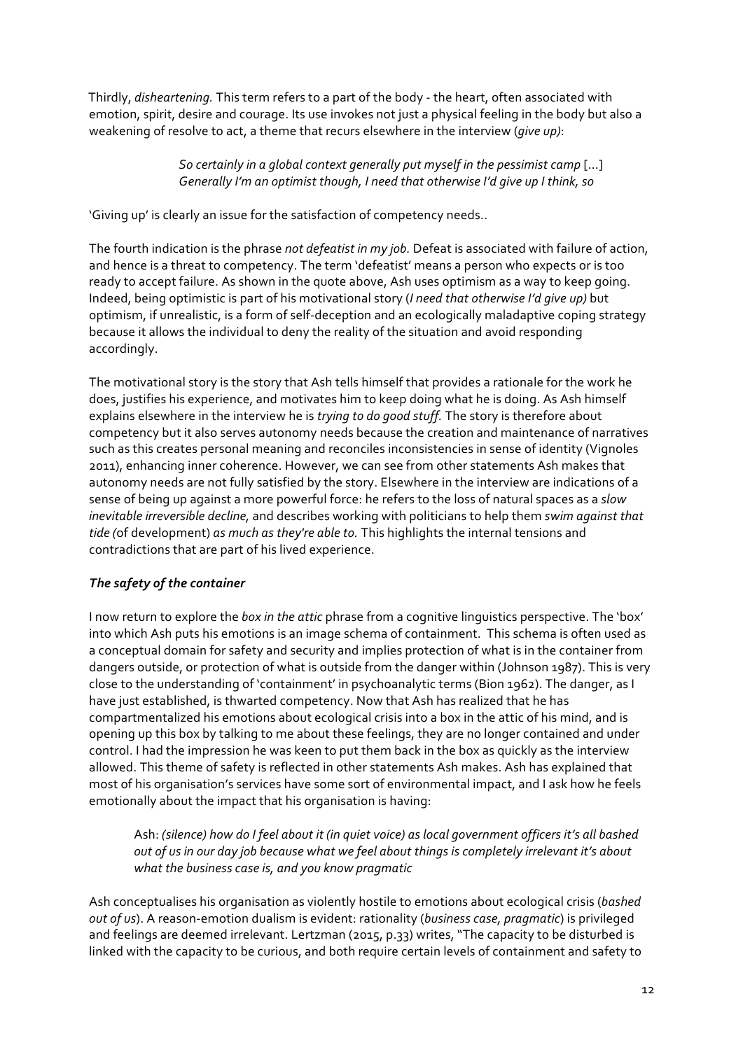Thirdly, *disheartening.* This term refers to a part of the body - the heart, often associated with emotion, spirit, desire and courage. Its use invokes not just a physical feeling in the body but also a weakening of resolve to act, a theme that recurs elsewhere in the interview (*give up)*:

> *So certainly in a global context generally put myself in the pessimist camp* [...] *Generally I'm an optimist though, I need that otherwise I'd give up I think, so*

'Giving up' is clearly an issue for the satisfaction of competency needs..

The fourth indication is the phrase *not defeatist in my job.* Defeat is associated with failure of action, and hence is a threat to competency. The term 'defeatist' means a person who expects or is too ready to accept failure. As shown in the quote above, Ash uses optimism as a way to keep going. Indeed, being optimistic is part of his motivational story (*I need that otherwise I'd give up)* but optimism, if unrealistic, is a form of self-deception and an ecologically maladaptive coping strategy because it allows the individual to deny the reality of the situation and avoid responding accordingly.

The motivational story is the story that Ash tells himself that provides a rationale for the work he does, justifies his experience, and motivates him to keep doing what he is doing. As Ash himself explains elsewhere in the interview he is *trying to do good stuff.* The story is therefore about competency but it also serves autonomy needs because the creation and maintenance of narratives such as this creates personal meaning and reconciles inconsistencies in sense of identity (Vignoles 2011), enhancing inner coherence. However, we can see from other statements Ash makes that autonomy needs are not fully satisfied by the story. Elsewhere in the interview are indications of a sense of being up against a more powerful force: he refers to the loss of natural spaces as a *slow inevitable irreversible decline,* and describes working with politicians to help them *swim against that tide (*of development) *as much as they're able to.* This highlights the internal tensions and contradictions that are part of his lived experience.

### *The safety of the container*

I now return to explore the *box in the attic* phrase from a cognitive linguistics perspective. The 'box' into which Ash puts his emotions is an image schema of containment. This schema is often used as a conceptual domain for safety and security and implies protection of what is in the container from dangers outside, or protection of what is outside from the danger within (Johnson 1987). This is very close to the understanding of 'containment' in psychoanalytic terms (Bion 1962). The danger, as I have just established, is thwarted competency. Now that Ash has realized that he has compartmentalized his emotions about ecological crisis into a box in the attic of his mind, and is opening up this box by talking to me about these feelings, they are no longer contained and under control. I had the impression he was keen to put them back in the box as quickly as the interview allowed. This theme of safety is reflected in other statements Ash makes. Ash has explained that most of his organisation's services have some sort of environmental impact, and I ask how he feels emotionally about the impact that his organisation is having:

> Ash: *(silence) how do I feel about it (in quiet voice) as local government officers it's all bashed out of us in our day job because what we feel about things is completely irrelevant it's about what the business case is, and you know pragmatic*

Ash conceptualises his organisation as violently hostile to emotions about ecological crisis (*bashed out of us*). A reason-emotion dualism is evident: rationality (*business case, pragmatic*) is privileged and feelings are deemed irrelevant. Lertzman (2015, p.33) writes, "The capacity to be disturbed is linked with the capacity to be curious, and both require certain levels of containment and safety to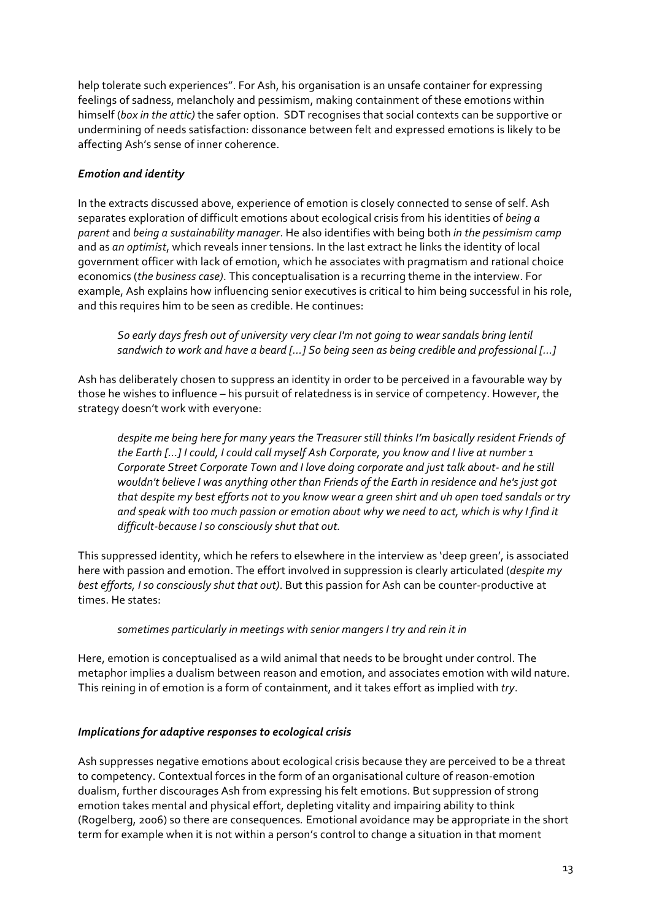help tolerate such experiences". For Ash, his organisation is an unsafe container for expressing feelings of sadness, melancholy and pessimism, making containment of these emotions within himself (*box in the attic)* the safer option. SDT recognises that social contexts can be supportive or undermining of needs satisfaction: dissonance between felt and expressed emotions is likely to be affecting Ash's sense of inner coherence.

### *Emotion and identity*

In the extracts discussed above, experience of emotion is closely connected to sense of self. Ash separates exploration of difficult emotions about ecological crisis from his identities of *being a parent* and *being a sustainability manager*. He also identifies with being both *in the pessimism camp* and as *an optimist*, which reveals inner tensions. In the last extract he links the identity of local government officer with lack of emotion, which he associates with pragmatism and rational choice economics (*the business case)*. This conceptualisation is a recurring theme in the interview. For example, Ash explains how influencing senior executives is critical to him being successful in his role, and this requires him to be seen as credible. He continues:

> *So early days fresh out of university very clear I'm not going to wear sandals bring lentil sandwich to work and have a beard [...] So being seen as being credible and professional [...]*

Ash has deliberately chosen to suppress an identity in order to be perceived in a favourable way by those he wishes to influence – his pursuit of relatedness is in service of competency. However, the strategy doesn't work with everyone:

> *despite me being here for many years the Treasurer still thinks I'm basically resident Friends of the Earth [...] I could, I could call myself Ash Corporate, you know and I live at number 1 Corporate Street Corporate Town and I love doing corporate and just talk about- and he still wouldn't believe I was anything other than Friends of the Earth in residence and he's just got that despite my best efforts not to you know wear a green shirt and uh open toed sandals or try and speak with too much passion or emotion about why we need to act, which is why I find it difficult-because I so consciously shut that out.*

This suppressed identity, which he refers to elsewhere in the interview as 'deep green', is associated here with passion and emotion. The effort involved in suppression is clearly articulated (*despite my best efforts, I so consciously shut that out)*. But this passion for Ash can be counter-productive at times. He states:

> *sometimes particularly in meetings with senior mangers I try and rein it in*

Here, emotion is conceptualised as a wild animal that needs to be brought under control. The metaphor implies a dualism between reason and emotion, and associates emotion with wild nature. This reining in of emotion is a form of containment, and it takes effort as implied with *try*.

### *Implications for adaptive responses to ecological crisis*

Ash suppresses negative emotions about ecological crisis because they are perceived to be a threat to competency. Contextual forces in the form of an organisational culture of reason-emotion dualism, further discourages Ash from expressing his felt emotions. But suppression of strong emotion takes mental and physical effort, depleting vitality and impairing ability to think (Rogelberg, 2006) so there are consequences. Emotional avoidance may be appropriate in the short term for example when it is not within a person's control to change a situation in that moment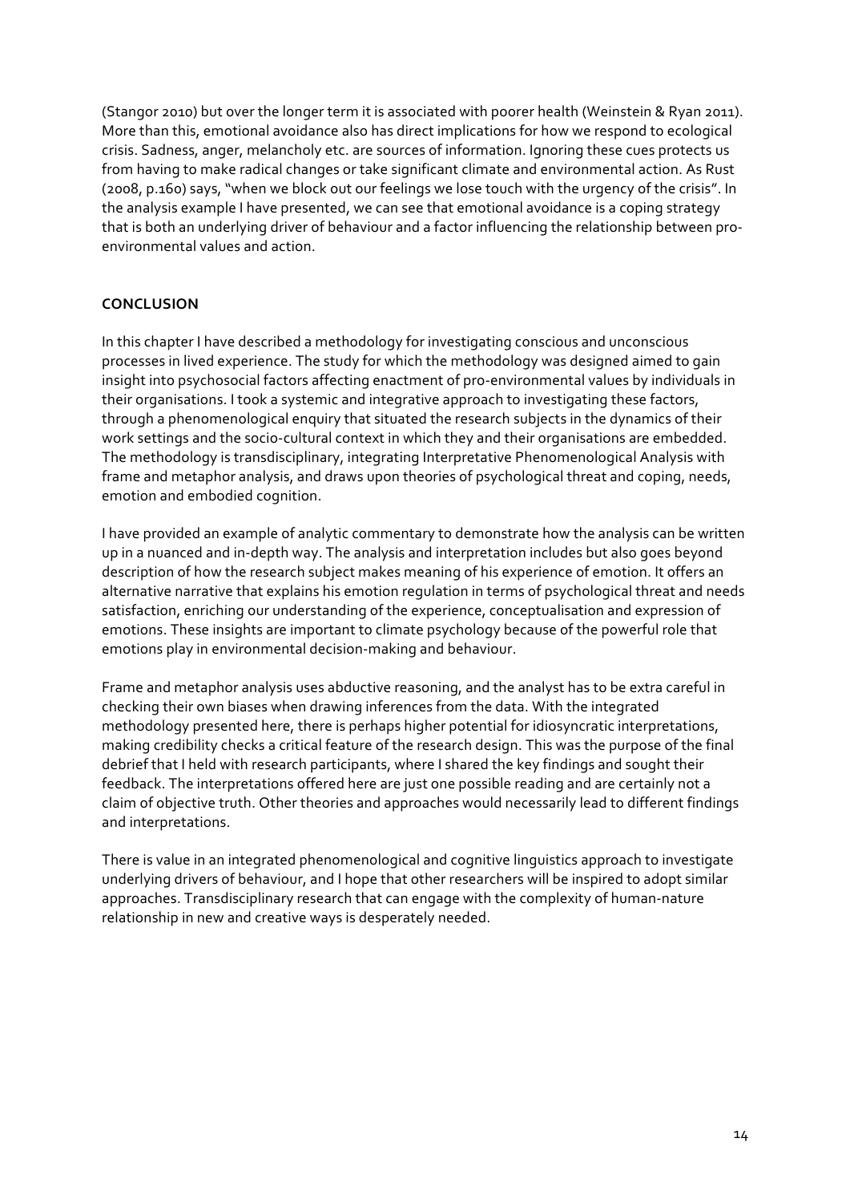(Stangor 2010) but over the longer term it is associated with poorer health (Weinstein & Ryan 2011). More than this, emotional avoidance also has direct implications for how we respond to ecological crisis. Sadness, anger, melancholy etc. are sources of information. Ignoring these cues protects us from having to make radical changes or take significant climate and environmental action. As Rust (2008, p.160) says, "when we block out our feelings we lose touch with the urgency of the crisis". In the analysis example I have presented, we can see that emotional avoidance is a coping strategy that is both an underlying driver of behaviour and a factor influencing the relationship between pro-environmental values and action.

## CONCLUSION

In this chapter I have described a methodology for investigating conscious and unconscious processes in lived experience. The study for which the methodology was designed aimed to gain insight into psychosocial factors affecting enactment of pro-environmental values by individuals in their organisations. I took a systemic and integrative approach to investigating these factors, through a phenomenological enquiry that situated the research subjects in the dynamics of their work settings and the socio-cultural context in which they and their organisations are embedded. The methodology is transdisciplinary, integrating Interpretative Phenomenological Analysis with frame and metaphor analysis, and draws upon theories of psychological threat and coping, needs, emotion and embodied cognition.

I have provided an example of analytic commentary to demonstrate how the analysis can be written up in a nuanced and in-depth way. The analysis and interpretation includes but also goes beyond description of how the research subject makes meaning of his experience of emotion. It offers an alternative narrative that explains his emotion regulation in terms of psychological threat and needs satisfaction, enriching our understanding of the experience, conceptualisation and expression of emotions. These insights are important to climate psychology because of the powerful role that emotions play in environmental decision-making and behaviour.

Frame and metaphor analysis uses abductive reasoning, and the analyst has to be extra careful in checking their own biases when drawing inferences from the data. With the integrated methodology presented here, there is perhaps higher potential for idiosyncratic interpretations, making credibility checks a critical feature of the research design. This was the purpose of the final debrief that I held with research participants, where I shared the key findings and sought their feedback. The interpretations offered here are just one possible reading and are certainly not a claim of objective truth. Other theories and approaches would necessarily lead to different findings and interpretations.

There is value in an integrated phenomenological and cognitive linguistics approach to investigate underlying drivers of behaviour, and I hope that other researchers will be inspired to adopt similar approaches. Transdisciplinary research that can engage with the complexity of human-nature relationship in new and creative ways is desperately needed.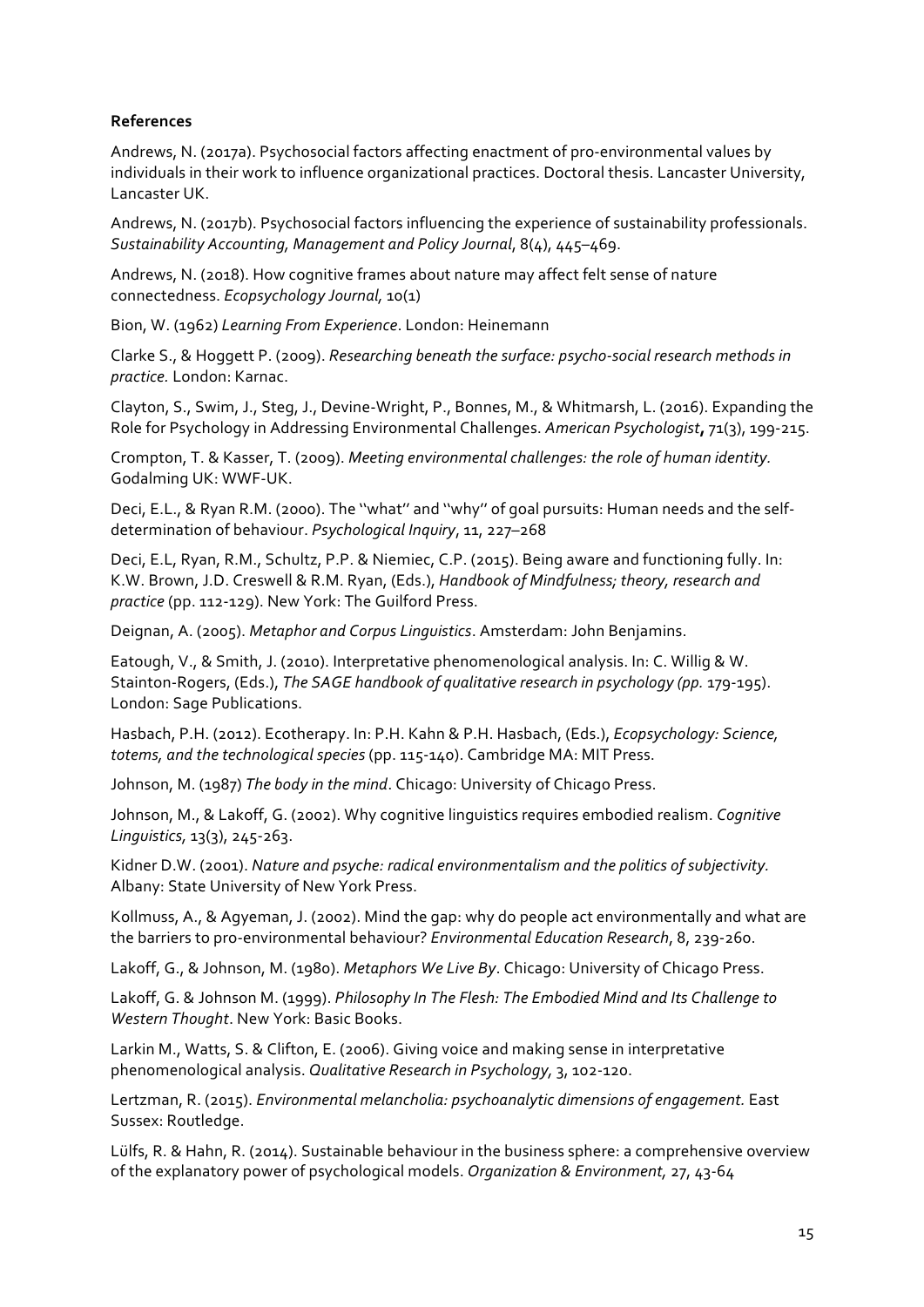**References**

Andrews, N. (2017a). Psychosocial factors affecting enactment of pro-environmental values by individuals in their work to influence organizational practices. Doctoral thesis. Lancaster University, Lancaster UK.

Andrews, N. (2017b). Psychosocial factors influencing the experience of sustainability professionals. *Sustainability Accounting, Management and Policy Journal*, 8(4), 445–469.

Andrews, N. (2018). How cognitive frames about nature may affect felt sense of nature connectedness. *Ecopsychology Journal,* 10(1)

Bion, W. (1962) *Learning From Experience*. London: Heinemann

Clarke S., & Hoggett P. (2009). *Researching beneath the surface: psycho-social research methods in practice.* London: Karnac.

Clayton, S., Swim, J., Steg, J., Devine-Wright, P., Bonnes, M., & Whitmarsh, L. (2016). Expanding the Role for Psychology in Addressing Environmental Challenges. *American Psychologist***,** 71(3), 199-215.

Crompton, T. & Kasser, T. (2009). *Meeting environmental challenges: the role of human identity.* Godalming UK: WWF-UK.

Deci, E.L., & Ryan R.M. (2000). The ''what'' and ''why'' of goal pursuits: Human needs and the self-determination of behaviour. *Psychological Inquiry*, 11, 227–268

Deci, E.L, Ryan, R.M., Schultz, P.P. & Niemiec, C.P. (2015). Being aware and functioning fully. In: K.W. Brown, J.D. Creswell & R.M. Ryan, (Eds.), *Handbook of Mindfulness; theory, research and practice* (pp. 112-129). New York: The Guilford Press.

Deignan, A. (2005). *Metaphor and Corpus Linguistics*. Amsterdam: John Benjamins.

Eatough, V., & Smith, J. (2010). Interpretative phenomenological analysis. In: C. Willig & W. Stainton-Rogers, (Eds.), *The SAGE handbook of qualitative research in psychology (pp.* 179-195). London: Sage Publications.

Hasbach, P.H. (2012). Ecotherapy. In: P.H. Kahn & P.H. Hasbach, (Eds.), *Ecopsychology: Science, totems, and the technological species* (pp. 115-140). Cambridge MA: MIT Press.

Johnson, M. (1987) *The body in the mind*. Chicago: University of Chicago Press.

Johnson, M., & Lakoff, G. (2002). Why cognitive linguistics requires embodied realism. *Cognitive Linguistics,* 13(3), 245-263.

Kidner D.W. (2001). *Nature and psyche: radical environmentalism and the politics of subjectivity.* Albany: State University of New York Press.

Kollmuss, A., & Agyeman, J. (2002). Mind the gap: why do people act environmentally and what are the barriers to pro-environmental behaviour? *Environmental Education Research*, 8, 239-260.

Lakoff, G., & Johnson, M. (1980). *Metaphors We Live By*. Chicago: University of Chicago Press.

Lakoff, G. & Johnson M. (1999). *Philosophy In The Flesh: The Embodied Mind and Its Challenge to Western Thought*. New York: Basic Books.

Larkin M., Watts, S. & Clifton, E. (2006). Giving voice and making sense in interpretative phenomenological analysis. *Qualitative Research in Psychology,* 3, 102-120.

Lertzman, R. (2015). *Environmental melancholia: psychoanalytic dimensions of engagement.* East Sussex: Routledge.

Lülfs, R. & Hahn, R. (2014). Sustainable behaviour in the business sphere: a comprehensive overview of the explanatory power of psychological models. *Organization & Environment,* 27, 43-64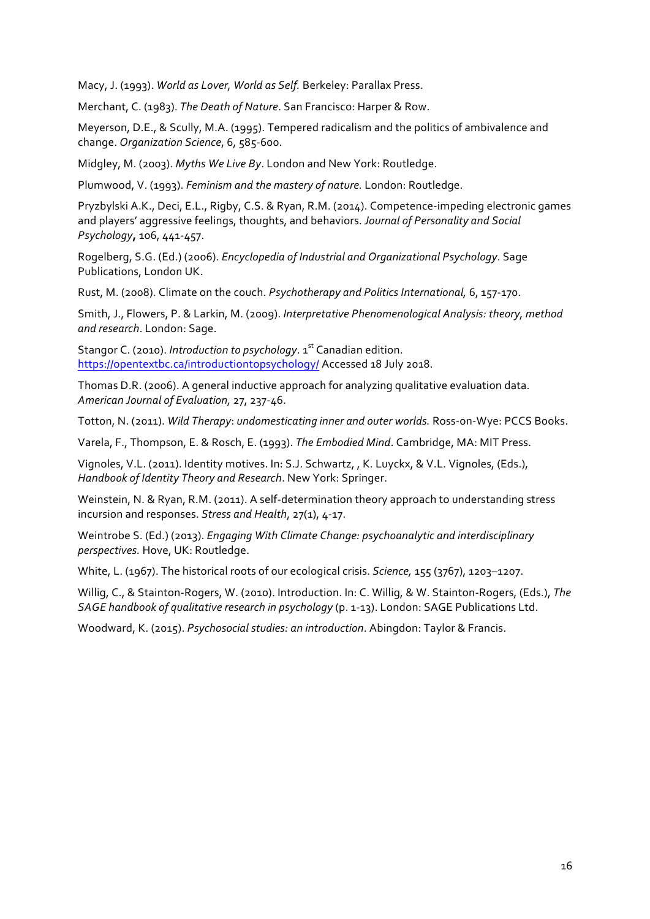Macy, J. (1993). *World as Lover, World as Self.* Berkeley: Parallax Press.

Merchant, C. (1983). *The Death of Nature*. San Francisco: Harper & Row.

Meyerson, D.E., & Scully, M.A. (1995). Tempered radicalism and the politics of ambivalence and change. *Organization Science*, 6, 585-600.

Midgley, M. (2003). *Myths We Live By*. London and New York: Routledge.

Plumwood, V. (1993). *Feminism and the mastery of nature.* London: Routledge.

Pryzbylski A.K., Deci, E.L., Rigby, C.S. & Ryan, R.M. (2014). Competence-impeding electronic games and players' aggressive feelings, thoughts, and behaviors. *Journal of Personality and Social Psychology*, 106, 441-457.

Rogelberg, S.G. (Ed.) (2006). *Encyclopedia of Industrial and Organizational Psychology*. Sage Publications, London UK.

Rust, M. (2008). Climate on the couch. *Psychotherapy and Politics International,* 6, 157-170.

Smith, J., Flowers, P. & Larkin, M. (2009). *Interpretative Phenomenological Analysis: theory, method and research*. London: Sage.

Stangor C. (2010). *Introduction to psychology*. 1st Canadian edition. https://opentextbc.ca/introductiontopsychology/ Accessed 18 July 2018.

Thomas D.R. (2006). A general inductive approach for analyzing qualitative evaluation data. *American Journal of Evaluation,* 27, 237-46.

Totton, N. (2011). *Wild Therapy*: *undomesticating inner and outer worlds.* Ross-on-Wye: PCCS Books.

Varela, F., Thompson, E. & Rosch, E. (1993). *The Embodied Mind*. Cambridge, MA: MIT Press.

Vignoles, V.L. (2011). Identity motives. In: S.J. Schwartz, , K. Luyckx, & V.L. Vignoles, (Eds.), *Handbook of Identity Theory and Research*. New York: Springer.

Weinstein, N. & Ryan, R.M. (2011). A self-determination theory approach to understanding stress incursion and responses. *Stress and Health*, 27(1), 4-17.

Weintrobe S. (Ed.) (2013). *Engaging With Climate Change: psychoanalytic and interdisciplinary perspectives.* Hove, UK: Routledge.

White, L. (1967). The historical roots of our ecological crisis. *Science,* 155 (3767), 1203–1207.

Willig, C., & Stainton-Rogers, W. (2010). Introduction. In: C. Willig, & W. Stainton-Rogers, (Eds.), *The SAGE handbook of qualitative research in psychology* (p. 1-13). London: SAGE Publications Ltd.

Woodward, K. (2015). *Psychosocial studies: an introduction*. Abingdon: Taylor & Francis.